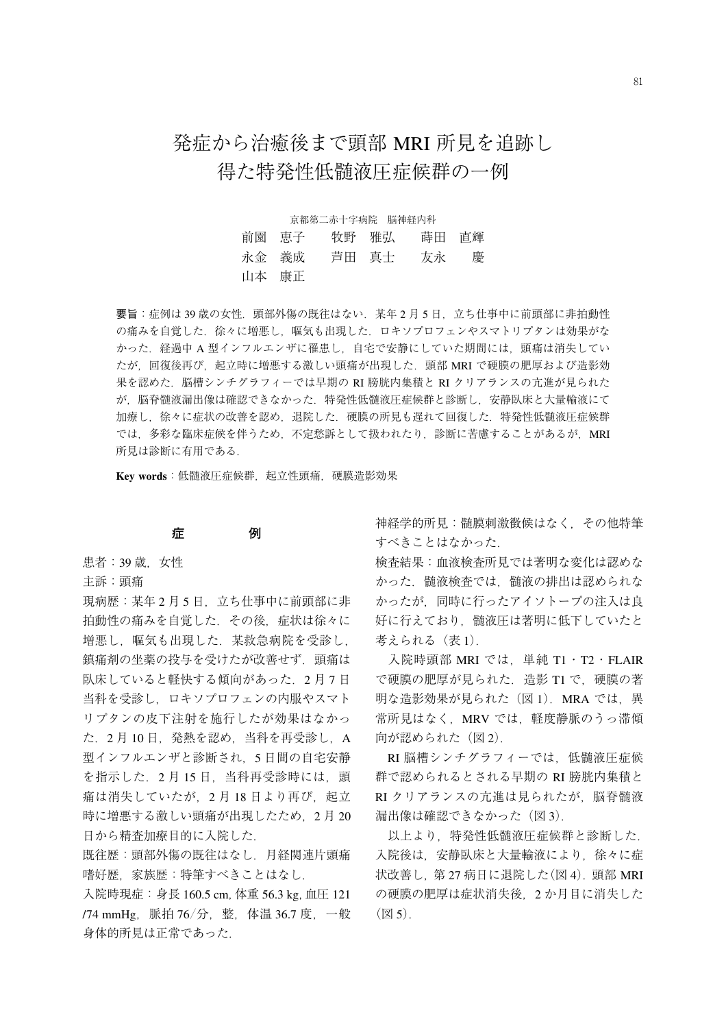# 発症から治癒後まで頭部 MRI 所見を追跡し得た特発性低髄液圧症候群の一例

京都第二赤十字病院　脳神経内科

前園　恵子　　牧野　雅弘　　蒔田　直輝

永金　義成　　芦田　真士　　友永　　慶

山本　康正

**要旨**：症例は 39 歳の女性．頭部外傷の既往はない．某年 2 月 5 日，立ち仕事中に前頭部に非拍動性の痛みを自覚した．徐々に増悪し，嘔気も出現した．ロキソプロフェンやスマトリプタンは効果がなかった．経過中 A 型インフルエンザに罹患し，自宅で安静にしていた期間には，頭痛は消失していたが，回復後再び，起立時に増悪する激しい頭痛が出現した．頭部 MRI で硬膜の肥厚および造影効果を認めた．脳槽シンチグラフィーでは早期の RI 膀胱内集積と RI クリアランスの亢進が見られたが，脳脊髄液漏出像は確認できなかった．特発性低髄液圧症候群と診断し，安静臥床と大量輸液にて加療し，徐々に症状の改善を認め，退院した．硬膜の所見も遅れて回復した．特発性低髄液圧症候群では，多彩な臨床症候を伴うため，不定愁訴として扱われたり，診断に苦慮することがあるが，MRI 所見は診断に有用である．

**Key words**：低髄液圧症候群，起立性頭痛，硬膜造影効果

## 症　　例

患者：39 歳，女性

主訴：頭痛

現病歴：某年 2 月 5 日，立ち仕事中に前頭部に非拍動性の痛みを自覚した．その後，症状は徐々に増悪し，嘔気も出現した．某救急病院を受診し，鎮痛剤の坐薬の投与を受けたが改善せず．頭痛は臥床していると軽快する傾向があった．2 月 7 日当科を受診し，ロキソプロフェンの内服やスマトリプタンの皮下注射を施行したが効果はなかった．2 月 10 日，発熱を認め，当科を再受診し，A 型インフルエンザと診断され，5 日間の自宅安静を指示した．2 月 15 日，当科再受診時には，頭痛は消失していたが，2 月 18 日より再び，起立時に増悪する激しい頭痛が出現したため，2 月 20 日から精査加療目的に入院した．

既往歴：頭部外傷の既往はなし．月経関連片頭痛

嗜好歴，家族歴：特筆すべきことはなし．

入院時現症：身長 160.5 cm, 体重 56.3 kg, 血圧 121/74 mmHg，脈拍 76/分，整，体温 36.7 度，一般身体的所見は正常であった．

神経学的所見：髄膜刺激徴候はなく，その他特筆すべきことはなかった．

検査結果：血液検査所見では著明な変化は認めなかった．髄液検査では，髄液の排出は認められなかったが，同時に行ったアイソトープの注入は良好に行えており，髄液圧は著明に低下していたと考えられる（表 1）．

入院時頭部 MRI では，単純 T1・T2・FLAIR で硬膜の肥厚が見られた．造影 T1 で，硬膜の著明な造影効果が見られた（図 1）．MRA では，異常所見はなく，MRV では，軽度静脈のうっ滞傾向が認められた（図 2）．

RI 脳槽シンチグラフィーでは，低髄液圧症候群で認められるとされる早期の RI 膀胱内集積と RI クリアランスの亢進は見られたが，脳脊髄液漏出像は確認できなかった（図 3）．

以上より，特発性低髄液圧症候群と診断した．入院後は，安静臥床と大量輸液により，徐々に症状改善し，第 27 病日に退院した（図 4）．頭部 MRI の硬膜の肥厚は症状消失後，2 か月目に消失した（図 5）．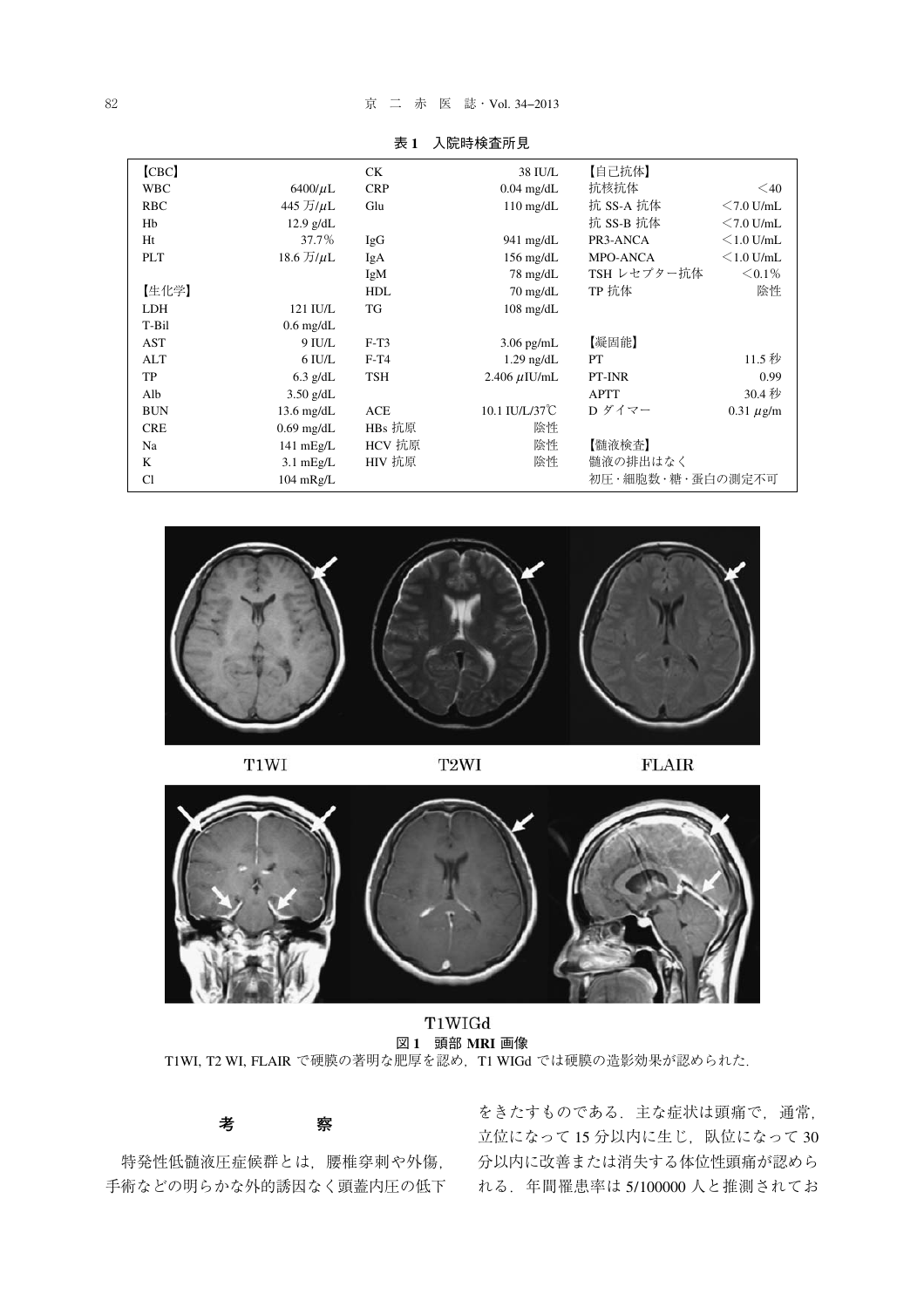表1　入院時検査所見

| 【CBC】 | | CK | 38 IU/L | 【自己抗体】 | |
|---|---|---|---|---|---|
| WBC | 6400/μL | CRP | 0.04 mg/dL | 抗核抗体 | ＜40 |
| RBC | 445 万/μL | Glu | 110 mg/dL | 抗 SS-A 抗体 | ＜7.0 U/mL |
| Hb | 12.9 g/dL | | | 抗 SS-B 抗体 | ＜7.0 U/mL |
| Ht | 37.7% | IgG | 941 mg/dL | PR3-ANCA | ＜1.0 U/mL |
| PLT | 18.6 万/μL | IgA | 156 mg/dL | MPO-ANCA | ＜1.0 U/mL |
| | | IgM | 78 mg/dL | TSH レセプター抗体 | ＜0.1% |
| 【生化学】 | | HDL | 70 mg/dL | TP 抗体 | 陰性 |
| LDH | 121 IU/L | TG | 108 mg/dL | | |
| T-Bil | 0.6 mg/dL | | | | |
| AST | 9 IU/L | F-T3 | 3.06 pg/mL | 【凝固能】 | |
| ALT | 6 IU/L | F-T4 | 1.29 ng/dL | PT | 11.5 秒 |
| TP | 6.3 g/dL | TSH | 2.406 μIU/mL | PT-INR | 0.99 |
| Alb | 3.50 g/dL | | | APTT | 30.4 秒 |
| BUN | 13.6 mg/dL | ACE | 10.1 IU/L/37℃ | D ダイマー | 0.31 μg/m |
| CRE | 0.69 mg/dL | HBs 抗原 | 陰性 | | |
| Na | 141 mEg/L | HCV 抗原 | 陰性 | 【髄液検査】 | |
| K | 3.1 mEg/L | HIV 抗原 | 陰性 | 髄液の排出はなく | |
| Cl | 104 mRg/L | | | 初圧・細胞数・糖・蛋白の測定不可 | |

図1　頭部 MRI 画像
T1WI, T2 WI, FLAIR で硬膜の著明な肥厚を認め，T1 WIGd では硬膜の造影効果が認められた.

## 考　　察

特発性低髄液圧症候群とは，腰椎穿刺や外傷，手術などの明らかな外的誘因なく頭蓋内圧の低下をきたすものである．主な症状は頭痛で，通常，立位になって 15 分以内に生じ，臥位になって 30 分以内に改善または消失する体位性頭痛が認められる．年間罹患率は 5/100000 人と推測されてお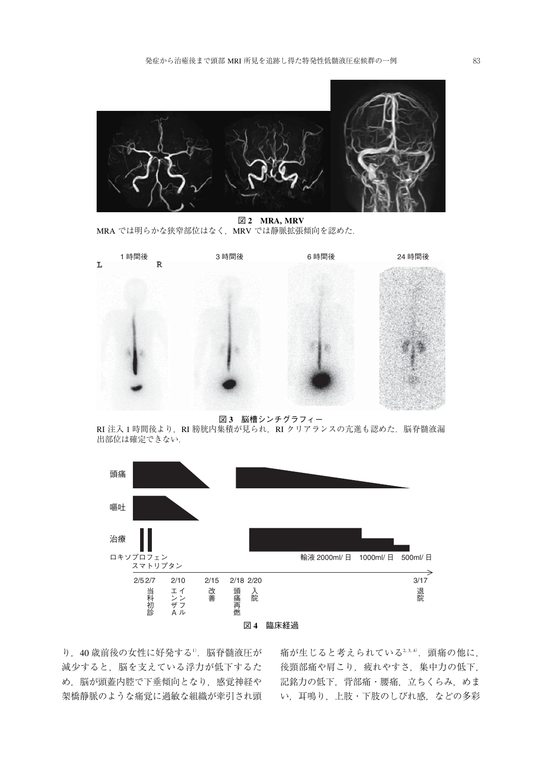**図 2　MRA, MRV**

MRA では明らかな狭窄部位はなく，MRV では静脈拡張傾向を認めた．

**図 3　脳槽シンチグラフィー**

RI 注入 1 時間後より，RI 膀胱内集積が見られ，RI クリアランスの亢進も認めた．脳脊髄液漏出部位は確定できない．

**図 4　臨床経過**

り，40 歳前後の女性に好発する[1]．脳脊髄液圧が減少すると，脳を支えている浮力が低下するため，脳が頭蓋内腔で下垂傾向となり，感覚神経や架橋静脈のような痛覚に過敏な組織が牽引され頭痛が生じると考えられている[2,3,4]．頭痛の他に，後頸部痛や肩こり，疲れやすさ，集中力の低下，記銘力の低下，背部痛・腰痛，立ちくらみ，めまい，耳鳴り，上肢・下肢のしびれ感，などの多彩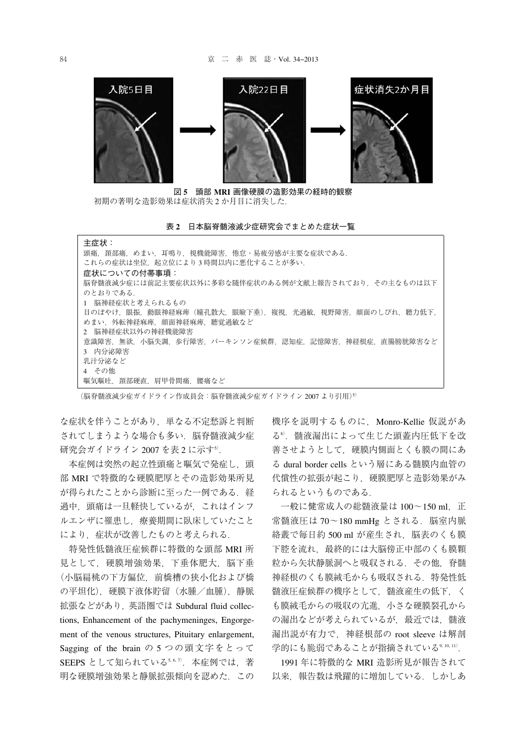図 5　頭部 MRI 画像硬膜の造影効果の経時的観察
初期の著明な造影効果は症状消失 2 か月目に消失した.

**表 2　日本脳脊髄液減少症研究会でまとめた症状一覧**

**主症状：**
頭痛，頸部痛，めまい，耳鳴り，視機能障害，倦怠・易疲労感が主要な症状である.
これらの症状は坐位，起立位により 3 時間以内に悪化することが多い.

**症状についての付帯事項：**
脳脊髄液減少症には前記主要症状以外に多彩な随伴症状のある例が文献上報告されており，その主なものは以下のとおりである.

1　脳神経症状と考えられるもの
目のぼやけ，眼振，動眼神経麻痺（瞳孔散大，眼瞼下垂），複視，光過敏，視野障害，顔面のしびれ，聴力低下，めまい，外転神経麻痺，顔面神経麻痺，聴覚過敏など

2　脳神経症状以外の神経機能障害
意識障害，無欲，小脳失調，歩行障害，パーキンソン症候群，認知症，記憶障害，神経根症，直腸膀胱障害など

3　内分泌障害
乳汁分泌など

4　その他
嘔気嘔吐，頸部硬直，肩甲骨間痛，腰痛など

（脳脊髄液減少症ガイドライン作成委員会：脳脊髄液減少症ガイドライン 2007 より引用）[5]

な症状を伴うことがあり，単なる不定愁訴と判断されてしまうような場合も多い．脳脊髄液減少症研究会ガイドライン 2007 を表 2 に示す[5].

本症例は突然の起立性頭痛と嘔気で発症し，頭部 MRI で特徴的な硬膜肥厚とその造影効果所見が得られたことから診断に至った一例である．経過中，頭痛は一旦軽快しているが，これはインフルエンザに罹患し，療養期間に臥床していたことにより，症状が改善したものと考えられる.

特発性低髄液圧症候群に特徴的な頭部 MRI 所見として，硬膜増強効果，下垂体肥大，脳下垂（小脳扁桃の下方偏位，前橋槽の狭小化および橋の平坦化），硬膜下液体貯留（水腫／血腫），静脈拡張などがあり，英語圏では Subdural fluid collections, Enhancement of the pachymeninges, Engorgement of the venous structures, Pituitary enlargement, Sagging of the brain の 5 つの頭文字をとって SEEPS として知られている[5, 6, 7]．本症例では，著明な硬膜増強効果と静脈拡張傾向を認めた．この機序を説明するものに，Monro-Kellie 仮説がある[8]．髄液漏出によって生じた頭蓋内圧低下を改善させようとして，硬膜内側面とくも膜の間にある dural border cells という層にある髄膜内血管の代償性の拡張が起こり，硬膜肥厚と造影効果がみられるというものである.

一般に健常成人の総髄液量は 100～150 ml，正常髄液圧は 70～180 mmHg とされる．脳室内脈絡叢で毎日約 500 ml が産生され，脳表のくも膜下腔を流れ，最終的には大脳傍正中部のくも膜顆粒から矢状静脈洞へと吸収される．その他，脊髄神経根のくも膜絨毛からも吸収される．特発性低髄液圧症候群の機序として，髄液産生の低下，くも膜絨毛からの吸収の亢進，小さな硬膜裂孔からの漏出などが考えられているが，最近では，髄液漏出説が有力で，神経根部の root sleeve は解剖学的にも脆弱であることが指摘されている[9, 10, 11].

1991 年に特徴的な MRI 造影所見が報告されて以来，報告数は飛躍的に増加している．しかしあ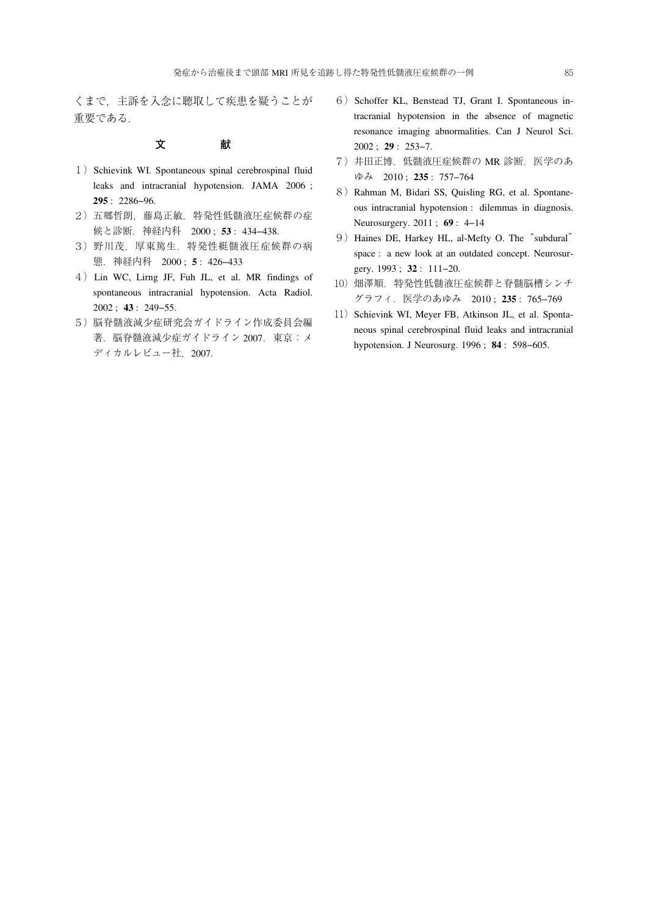くまで，主訴を入念に聴取して疾患を疑うことが重要である．

## 文献

1）Schievink WI. Spontaneous spinal cerebrospinal fluid leaks and intracranial hypotension. JAMA 2006；**295**：2286–96.

2）五郷哲朗，藤島正敏．特発性低髄液圧症候群の症候と診断．神経内科　2000；**53**：434–438.

3）野川茂，厚東篤生．特発性髄液圧症候群の病態．神経内科　2000；**5**：426–433

4）Lin WC, Lirng JF, Fuh JL, et al. MR findings of spontaneous intracranial hypotension. Acta Radiol. 2002；**43**：249–55.

5）脳脊髄液減少症研究会ガイドライン作成委員会編著．脳脊髄液減少症ガイドライン 2007．東京：メディカルレビュー社，2007.

6）Schoffer KL, Benstead TJ, Grant I. Spontaneous intracranial hypotension in the absence of magnetic resonance imaging abnormalities. Can J Neurol Sci. 2002；**29**：253–7.

7）井田正博．低髄液圧症候群の MR 診断．医学のあゆみ　2010；**235**：757–764

8）Rahman M, Bidari SS, Quisling RG, et al. Spontaneous intracranial hypotension：dilemmas in diagnosis. Neurosurgery. 2011；**69**：4–14

9）Haines DE, Harkey HL, al-Mefty O. The "subdural" space：a new look at an outdated concept. Neurosurgery. 1993；**32**：111–20.

10）畑澤順．特発性低髄液圧症候群と脊髄脳槽シンチグラフィ．医学のあゆみ　2010；**235**：765–769

11）Schievink WI, Meyer FB, Atkinson JL, et al. Spontaneous spinal cerebrospinal fluid leaks and intracranial hypotension. J Neurosurg. 1996；**84**：598–605.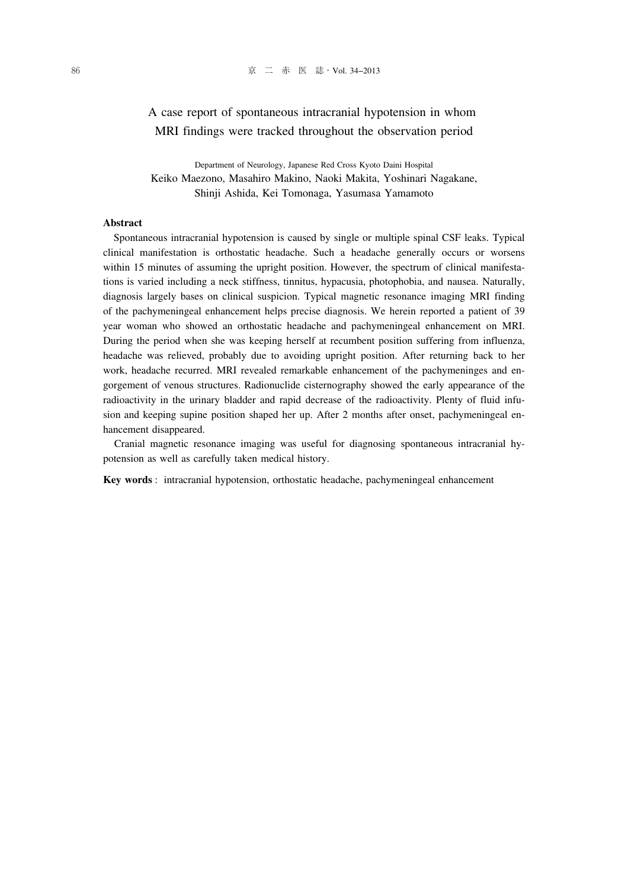# A case report of spontaneous intracranial hypotension in whom MRI findings were tracked throughout the observation period

Department of Neurology, Japanese Red Cross Kyoto Daini Hospital

Keiko Maezono, Masahiro Makino, Naoki Makita, Yoshinari Nagakane, Shinji Ashida, Kei Tomonaga, Yasumasa Yamamoto

## Abstract

Spontaneous intracranial hypotension is caused by single or multiple spinal CSF leaks. Typical clinical manifestation is orthostatic headache. Such a headache generally occurs or worsens within 15 minutes of assuming the upright position. However, the spectrum of clinical manifestations is varied including a neck stiffness, tinnitus, hypacusia, photophobia, and nausea. Naturally, diagnosis largely bases on clinical suspicion. Typical magnetic resonance imaging MRI finding of the pachymeningeal enhancement helps precise diagnosis. We herein reported a patient of 39 year woman who showed an orthostatic headache and pachymeningeal enhancement on MRI. During the period when she was keeping herself at recumbent position suffering from influenza, headache was relieved, probably due to avoiding upright position. After returning back to her work, headache recurred. MRI revealed remarkable enhancement of the pachymeninges and engorgement of venous structures. Radionuclide cisternography showed the early appearance of the radioactivity in the urinary bladder and rapid decrease of the radioactivity. Plenty of fluid infusion and keeping supine position shaped her up. After 2 months after onset, pachymeningeal enhancement disappeared.

Cranial magnetic resonance imaging was useful for diagnosing spontaneous intracranial hypotension as well as carefully taken medical history.

**Key words** : intracranial hypotension, orthostatic headache, pachymeningeal enhancement